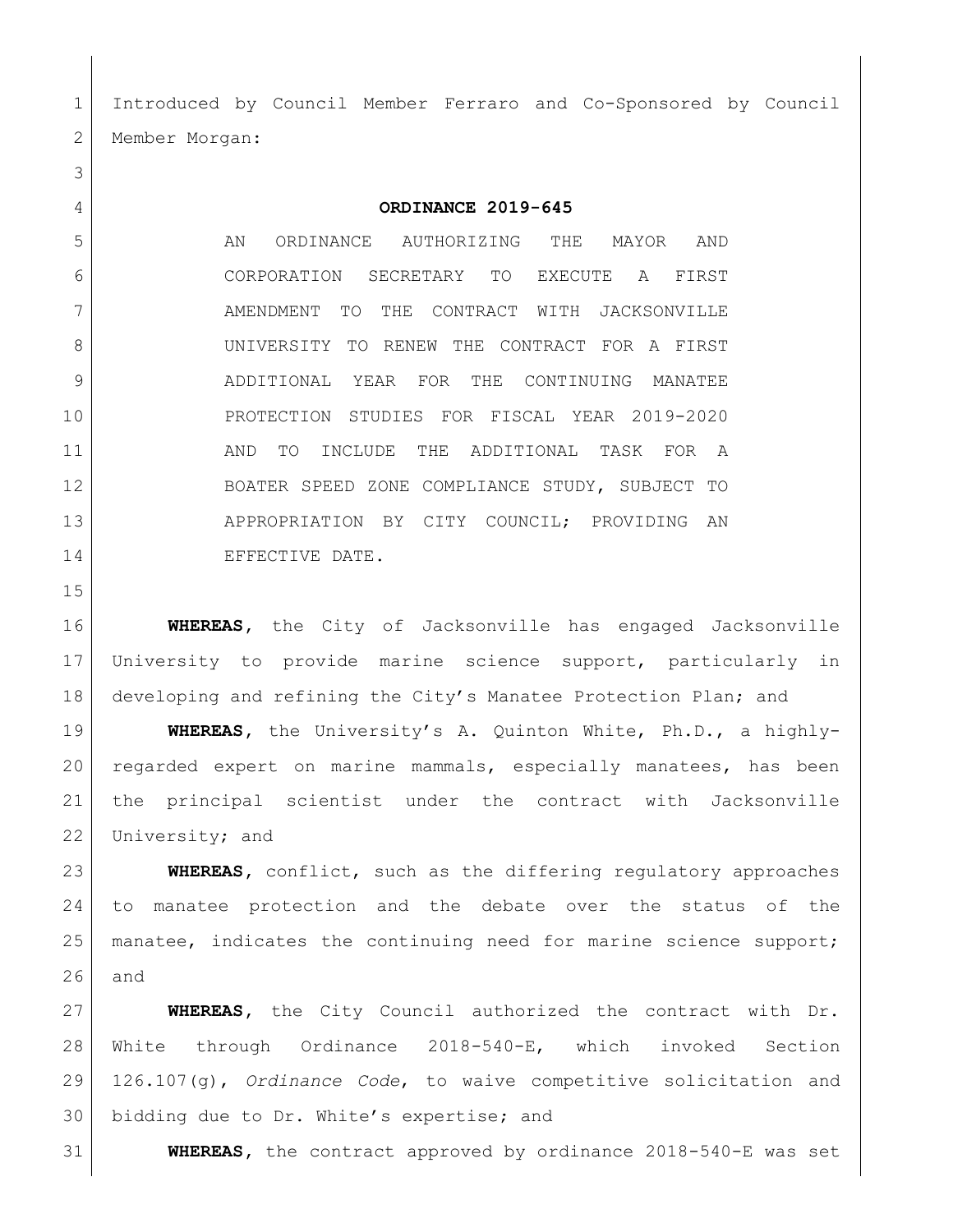Introduced by Council Member Ferraro and Co-Sponsored by Council Member Morgan:

**ORDINANCE 2019-645**

AN ORDINANCE AUTHORIZING THE MAYOR AND CORPORATION SECRETARY TO EXECUTE A FIRST AMENDMENT TO THE CONTRACT WITH JACKSONVILLE UNIVERSITY TO RENEW THE CONTRACT FOR A FIRST ADDITIONAL YEAR FOR THE CONTINUING MANATEE PROTECTION STUDIES FOR FISCAL YEAR 2019-2020 AND TO INCLUDE THE ADDITIONAL TASK FOR A BOATER SPEED ZONE COMPLIANCE STUDY, SUBJECT TO APPROPRIATION BY CITY COUNCIL; PROVIDING AN EFFECTIVE DATE.

**WHEREAS**, the City of Jacksonville has engaged Jacksonville University to provide marine science support, particularly in developing and refining the City's Manatee Protection Plan; and

**WHEREAS**, the University's A. Quinton White, Ph.D., a highly-regarded expert on marine mammals, especially manatees, has been the principal scientist under the contract with Jacksonville University; and

**WHEREAS**, conflict, such as the differing regulatory approaches to manatee protection and the debate over the status of the manatee, indicates the continuing need for marine science support; and

**WHEREAS**, the City Council authorized the contract with Dr. White through Ordinance 2018-540-E, which invoked Section 126.107(g), *Ordinance Code*, to waive competitive solicitation and bidding due to Dr. White's expertise; and

**WHEREAS**, the contract approved by ordinance 2018-540-E was set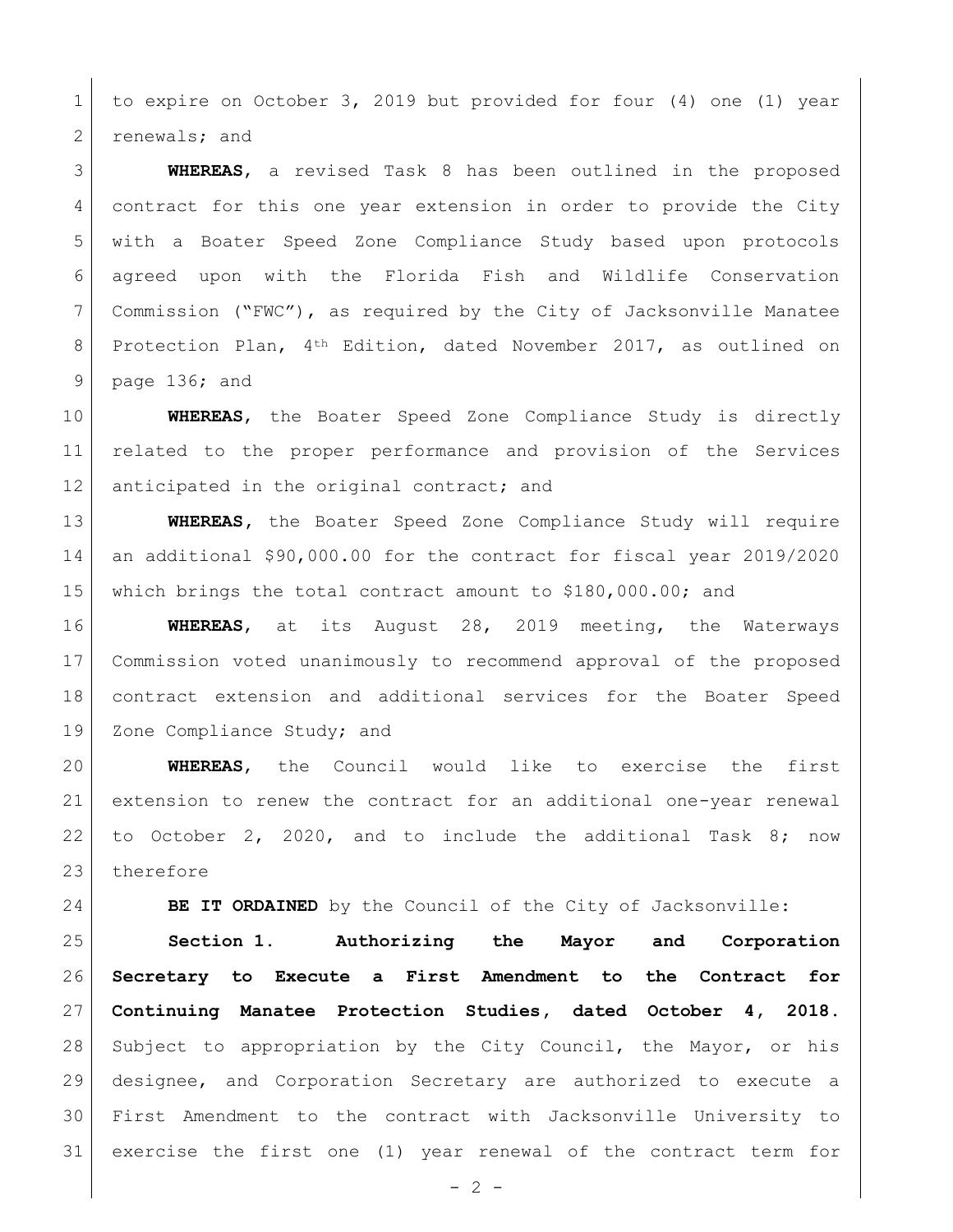to expire on October 3, 2019 but provided for four (4) one (1) year renewals; and

**WHEREAS**, a revised Task 8 has been outlined in the proposed contract for this one year extension in order to provide the City with a Boater Speed Zone Compliance Study based upon protocols agreed upon with the Florida Fish and Wildlife Conservation Commission ("FWC"), as required by the City of Jacksonville Manatee Protection Plan, 4th Edition, dated November 2017, as outlined on page 136; and

**WHEREAS**, the Boater Speed Zone Compliance Study is directly related to the proper performance and provision of the Services anticipated in the original contract; and

**WHEREAS**, the Boater Speed Zone Compliance Study will require an additional $90,000.00 for the contract for fiscal year 2019/2020 which brings the total contract amount to $180,000.00; and

**WHEREAS**, at its August 28, 2019 meeting, the Waterways Commission voted unanimously to recommend approval of the proposed contract extension and additional services for the Boater Speed Zone Compliance Study; and

**WHEREAS**, the Council would like to exercise the first extension to renew the contract for an additional one-year renewal to October 2, 2020, and to include the additional Task 8; now therefore

**BE IT ORDAINED** by the Council of the City of Jacksonville:

**Section 1. Authorizing the Mayor and Corporation Secretary to Execute a First Amendment to the Contract for Continuing Manatee Protection Studies, dated October 4, 2018.** Subject to appropriation by the City Council, the Mayor, or his designee, and Corporation Secretary are authorized to execute a First Amendment to the contract with Jacksonville University to exercise the first one (1) year renewal of the contract term for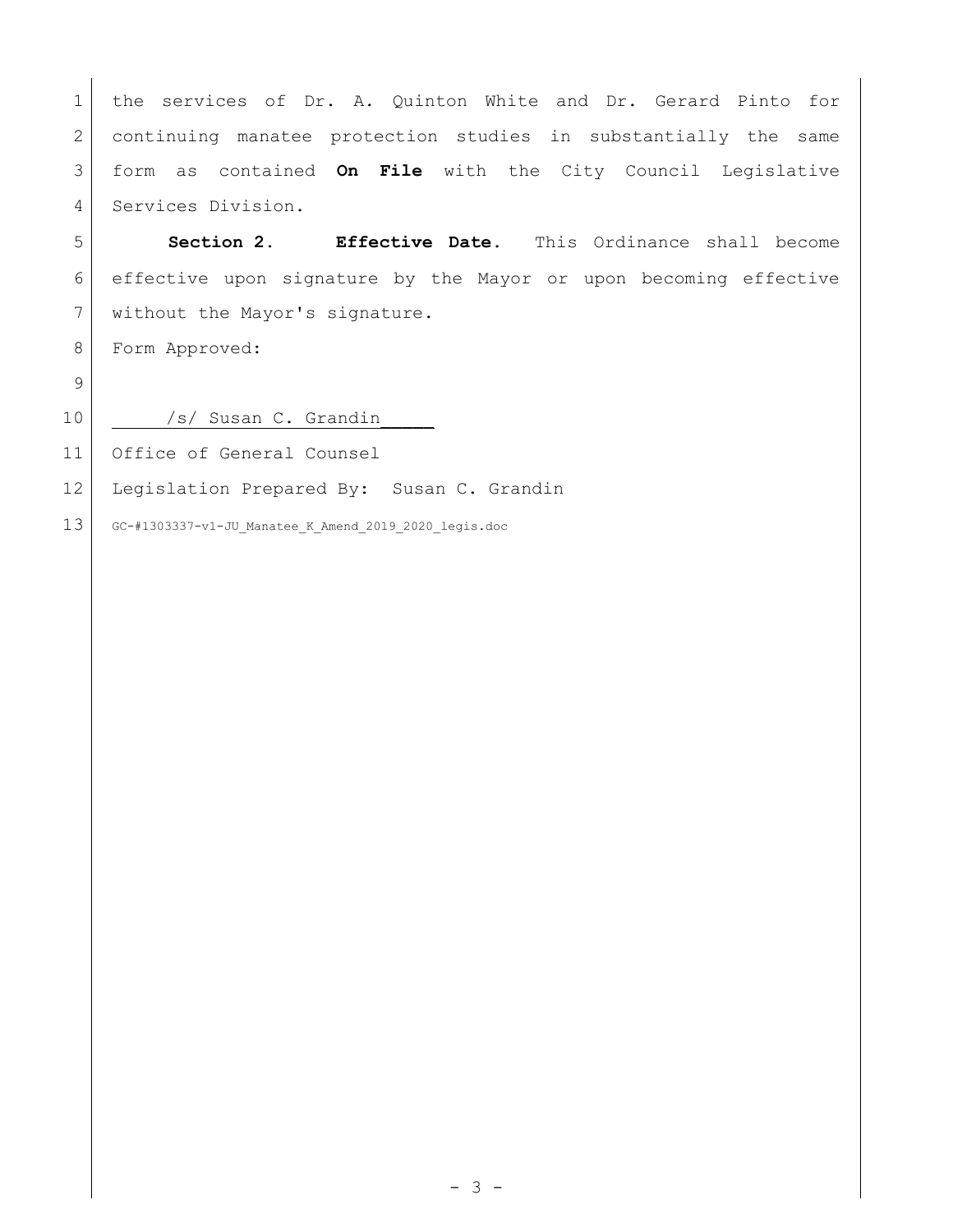the services of Dr. A. Quinton White and Dr. Gerard Pinto for continuing manatee protection studies in substantially the same form as contained **On File** with the City Council Legislative Services Division.

**Section 2. Effective Date.** This Ordinance shall become effective upon signature by the Mayor or upon becoming effective without the Mayor's signature.

Form Approved:

/s/ Susan C. Grandin

Office of General Counsel

Legislation Prepared By: Susan C. Grandin

GC-#1303337-v1-JU_Manatee_K_Amend_2019_2020_legis.doc